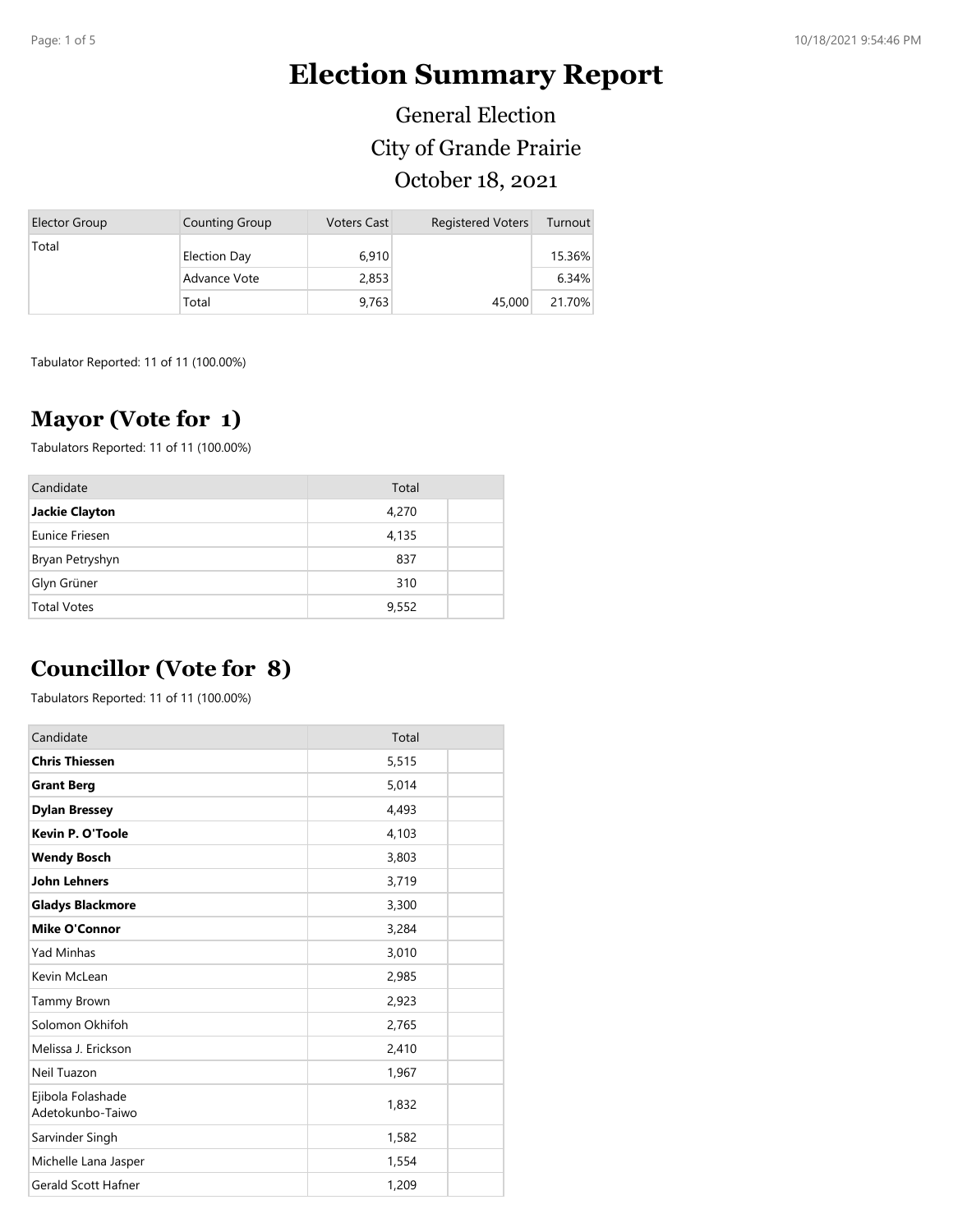# Election Summary Report

General Election

City of Grande Prairie

October 18, 2021

| Elector Group | Counting Group | Voters Cast | Registered Voters | Turnout |
|---|---|---|---|---|
| Total | Election Day | 6,910 | | 15.36% |
| | Advance Vote | 2,853 | | 6.34% |
| | Total | 9,763 | 45,000 | 21.70% |

Tabulator Reported: 11 of 11 (100.00%)

## Mayor (Vote for 1)

Tabulators Reported: 11 of 11 (100.00%)

| Candidate | Total | |
|---|---|---|
| **Jackie Clayton** | 4,270 | |
| Eunice Friesen | 4,135 | |
| Bryan Petryshyn | 837 | |
| Glyn Grüner | 310 | |
| Total Votes | 9,552 | |

## Councillor (Vote for 8)

Tabulators Reported: 11 of 11 (100.00%)

| Candidate | Total | |
|---|---|---|
| **Chris Thiessen** | 5,515 | |
| **Grant Berg** | 5,014 | |
| **Dylan Bressey** | 4,493 | |
| **Kevin P. O'Toole** | 4,103 | |
| **Wendy Bosch** | 3,803 | |
| **John Lehners** | 3,719 | |
| **Gladys Blackmore** | 3,300 | |
| **Mike O'Connor** | 3,284 | |
| Yad Minhas | 3,010 | |
| Kevin McLean | 2,985 | |
| Tammy Brown | 2,923 | |
| Solomon Okhifoh | 2,765 | |
| Melissa J. Erickson | 2,410 | |
| Neil Tuazon | 1,967 | |
| Ejibola Folashade Adetokunbo-Taiwo | 1,832 | |
| Sarvinder Singh | 1,582 | |
| Michelle Lana Jasper | 1,554 | |
| Gerald Scott Hafner | 1,209 | |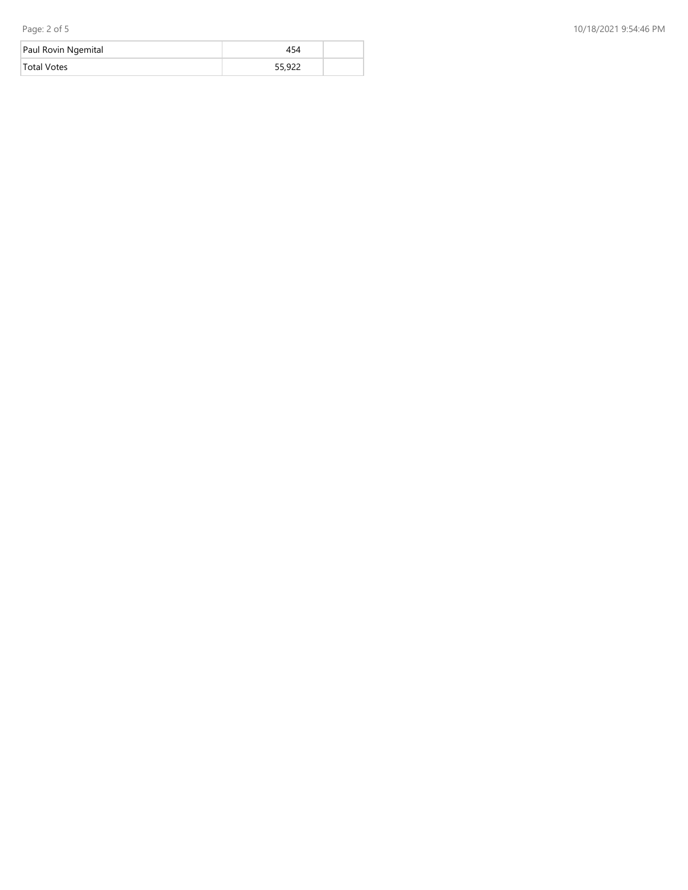| | | |
|---|---|---|
| Paul Rovin Ngemital | 454 | |
| Total Votes | 55,922 | |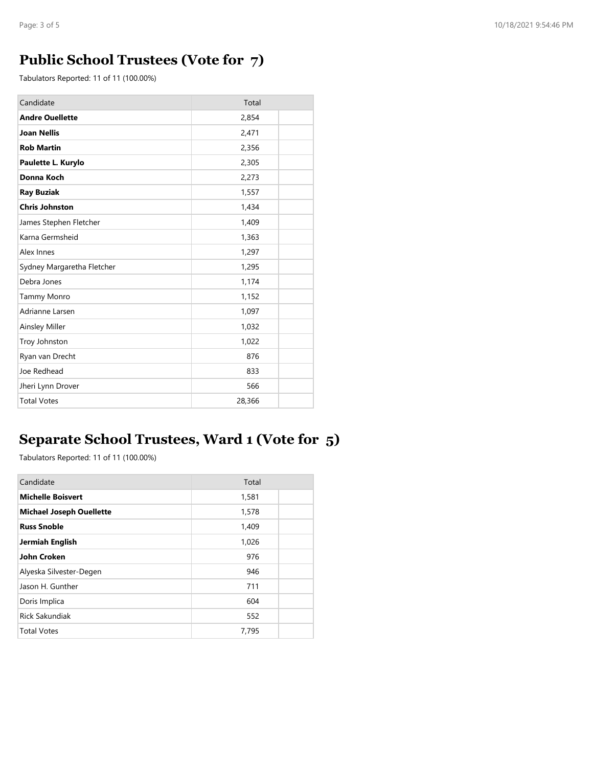## Public School Trustees (Vote for 7)

Tabulators Reported: 11 of 11 (100.00%)

| Candidate | Total | |
|---|---|---|
| **Andre Ouellette** | 2,854 | |
| **Joan Nellis** | 2,471 | |
| **Rob Martin** | 2,356 | |
| **Paulette L. Kurylo** | 2,305 | |
| **Donna Koch** | 2,273 | |
| **Ray Buziak** | 1,557 | |
| **Chris Johnston** | 1,434 | |
| James Stephen Fletcher | 1,409 | |
| Karna Germsheid | 1,363 | |
| Alex Innes | 1,297 | |
| Sydney Margaretha Fletcher | 1,295 | |
| Debra Jones | 1,174 | |
| Tammy Monro | 1,152 | |
| Adrianne Larsen | 1,097 | |
| Ainsley Miller | 1,032 | |
| Troy Johnston | 1,022 | |
| Ryan van Drecht | 876 | |
| Joe Redhead | 833 | |
| Jheri Lynn Drover | 566 | |
| Total Votes | 28,366 | |

## Separate School Trustees, Ward 1 (Vote for 5)

Tabulators Reported: 11 of 11 (100.00%)

| Candidate | Total | |
|---|---|---|
| **Michelle Boisvert** | 1,581 | |
| **Michael Joseph Ouellette** | 1,578 | |
| **Russ Snoble** | 1,409 | |
| **Jermiah English** | 1,026 | |
| **John Croken** | 976 | |
| Alyeska Silvester-Degen | 946 | |
| Jason H. Gunther | 711 | |
| Doris Implica | 604 | |
| Rick Sakundiak | 552 | |
| Total Votes | 7,795 | |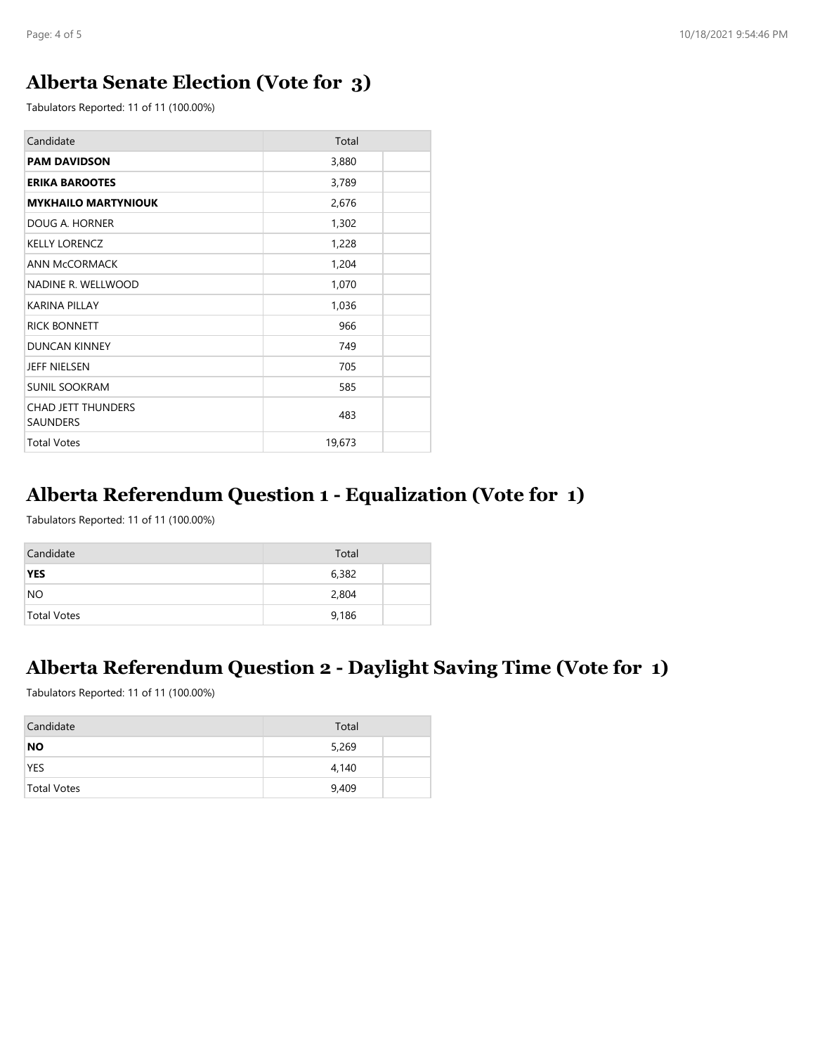## Alberta Senate Election (Vote for 3)

Tabulators Reported: 11 of 11 (100.00%)

| Candidate | Total | |
|---|---|---|
| **PAM DAVIDSON** | 3,880 | |
| **ERIKA BAROOTES** | 3,789 | |
| **MYKHAILO MARTYNIOUK** | 2,676 | |
| DOUG A. HORNER | 1,302 | |
| KELLY LORENCZ | 1,228 | |
| ANN McCORMACK | 1,204 | |
| NADINE R. WELLWOOD | 1,070 | |
| KARINA PILLAY | 1,036 | |
| RICK BONNETT | 966 | |
| DUNCAN KINNEY | 749 | |
| JEFF NIELSEN | 705 | |
| SUNIL SOOKRAM | 585 | |
| CHAD JETT THUNDERS SAUNDERS | 483 | |
| Total Votes | 19,673 | |

## Alberta Referendum Question 1 - Equalization (Vote for 1)

Tabulators Reported: 11 of 11 (100.00%)

| Candidate | Total | |
|---|---|---|
| **YES** | 6,382 | |
| NO | 2,804 | |
| Total Votes | 9,186 | |

## Alberta Referendum Question 2 - Daylight Saving Time (Vote for 1)

Tabulators Reported: 11 of 11 (100.00%)

| Candidate | Total | |
|---|---|---|
| **NO** | 5,269 | |
| YES | 4,140 | |
| Total Votes | 9,409 | |